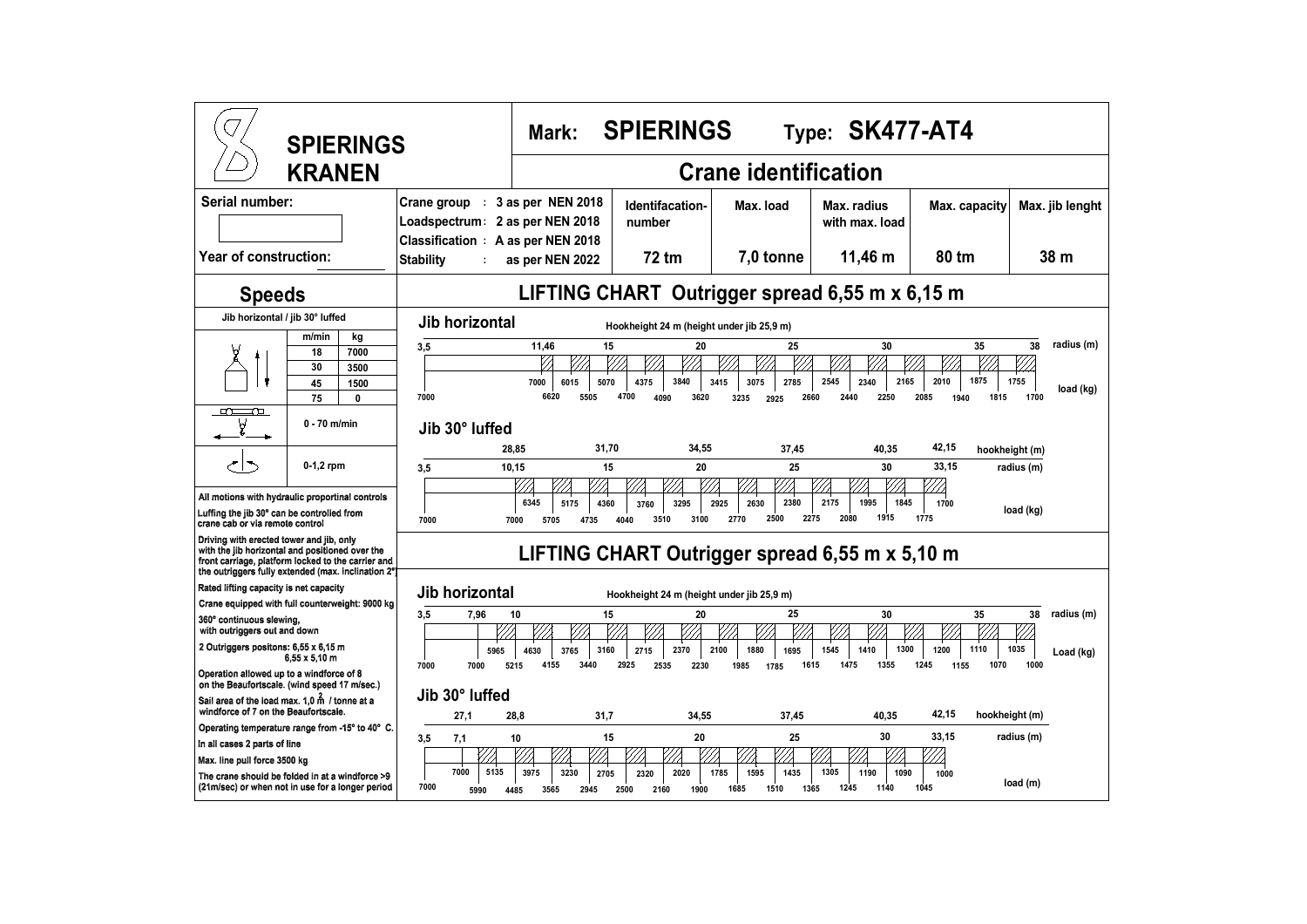# SPIERINGS KRANEN

**Mark: SPIERINGS** **Type: SK477-AT4**

## Crane identification

| Serial number: | Crane group : 3 as per NEN 2018<br>Loadspectrum : 2 as per NEN 2018<br>Classification : A as per NEN 2018<br>Stability : as per NEN 2022 | Identifacation-number | Max. load | Max. radius with max. load | Max. capacity | Max. jib lenght |
|---|---|---|---|---|---|---|
| Year of construction: | | 72 tm | 7,0 tonne | 11,46 m | 80 tm | 38 m |

## Speeds

Jib horizontal / jib 30° luffed

| | m/min | kg |
|---|---|---|
| Hoisting | 18 | 7000 |
| | 30 | 3500 |
| | 45 | 1500 |
| | 75 | 0 |
| Trolley | 0 - 70 m/min | |
| Slewing | 0-1,2 rpm | |

All motions with hydraulic proportinal controls

Luffing the jib 30° can be controlled from crane cab or via remote control

Driving with erected tower and jib, only with the jib horizontal and positioned over the front carriage, platform locked to the carrier and the outriggers fully extended (max. inclination 2°)

Rated lifting capacity is net capacity

Crane equipped with full counterweight: 9000 kg

360° continuous slewing, with outriggers out and down

2 Outriggers positons: 6,55 x 6,15 m
6,55 x 5,10 m

Operation allowed up to a windforce of 8 on the Beaufortscale. (wind speed 17 m/sec.)

Sail area of the load max. 1,0 m² / tonne at a windforce of 7 on the Beaufortscale.

Operating temperature range from -15° to 40° C.

In all cases 2 parts of line

Max. line pull force 3500 kg

The crane should be folded in at a windforce >9 (21m/sec) or when not in use for a longer period

## LIFTING CHART Outrigger spread 6,55 m x 6,15 m

### Jib horizontal

Hookheight 24 m (height under jib 25,9 m)

| radius (m) | 3,5 | 11,46 | 15 | 20 | 25 | 30 | 35 | 38 |
|---|---|---|---|---|---|---|---|---|
| load (kg) | 7000 | 7000 | 5070 | 3840 | 2785 | 2165 | 1755 | 1700 |

Intermediate load values (kg): 7000, 6620, 6015, 5505, 5070, 4700, 4375, 4090, 3840, 3620, 3415, 3235, 3075, 2925, 2785, 2660, 2545, 2440, 2340, 2250, 2165, 2085, 2010, 1940, 1875, 1815, 1755, 1700

### Jib 30° luffed

| hookheight (m) | | 28,85 | 31,70 | 34,55 | 37,45 | 40,35 | 42,15 |
|---|---|---|---|---|---|---|---|
| radius (m) | 3,5 | 10,15 | 15 | 20 | 25 | 30 | 33,15 |
| load (kg) | 7000 | 7000 | 4360 | 3100 | 2380 | 1915 | 1700 |

Intermediate load values (kg): 7000, 7000, 6345, 5705, 5175, 4735, 4360, 4040, 3760, 3510, 3295, 3100, 2925, 2770, 2630, 2500, 2380, 2275, 2175, 2080, 1995, 1915, 1845, 1775, 1700

## LIFTING CHART Outrigger spread 6,55 m x 5,10 m

### Jib horizontal

Hookheight 24 m (height under jib 25,9 m)

| radius (m) | 3,5 | 7,96 | 10 | 15 | 20 | 25 | 30 | 35 | 38 |
|---|---|---|---|---|---|---|---|---|---|
| Load (kg) | 7000 | 7000 | 5215 | 3160 | 2230 | 1695 | 1355 | 1110 | 1000 |

Intermediate load values (kg): 7000, 7000, 5965, 5215, 4630, 4155, 3765, 3440, 3160, 2925, 2715, 2535, 2370, 2230, 2100, 1985, 1880, 1785, 1695, 1615, 1545, 1475, 1410, 1355, 1300, 1245, 1200, 1155, 1110, 1070, 1035, 1000

### Jib 30° luffed

| hookheight (m) | | 27,1 | 28,8 | 31,7 | 34,55 | 37,45 | 40,35 | 42,15 |
|---|---|---|---|---|---|---|---|---|
| radius (m) | 3,5 | 7,1 | 10 | 15 | 20 | 25 | 30 | 33,15 |
| load (m) | 7000 | 7000 | 4485 | 2705 | 1900 | 1435 | 1140 | 1000 |

Intermediate load values (kg): 7000, 7000, 5990, 5135, 4485, 3975, 3565, 3230, 2945, 2705, 2500, 2320, 2160, 2020, 1900, 1785, 1685, 1595, 1510, 1435, 1365, 1305, 1245, 1190, 1140, 1090, 1045, 1000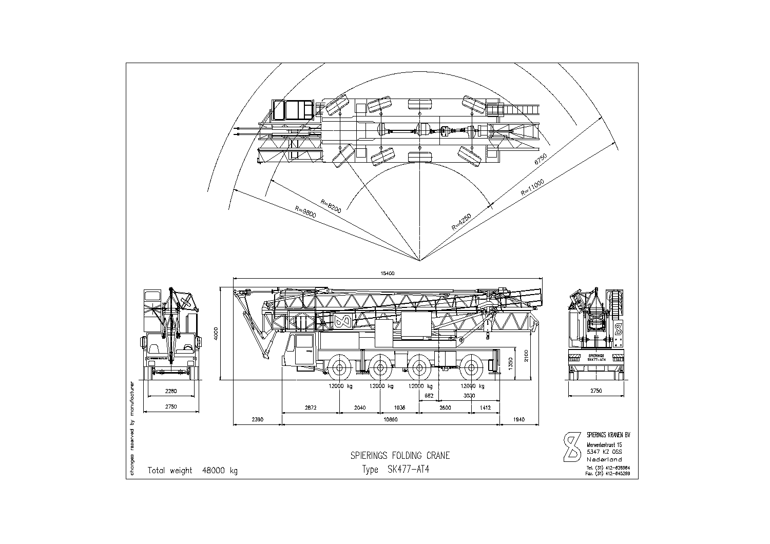R=9800

R=8200

R=4250

R=11000

6750

15400

4000

2100

1350

12000 kg

12000 kg

12000 kg

12000 kg

882

3030

2390

2672

2040

1936

2600

1412

10860

1940

2280

2750

2750

changes reserved by manufacturer

SPIERINGS

SK477-AT4

# SPIERINGS FOLDING CRANE

Type SK477-AT4

Total weight 48000 kg

SPIERINGS KRANEN BV

Werwedestraat 15

5347 KZ OSS

Nederland

Tel. (31) 412-628984

Fax. (31) 412-645299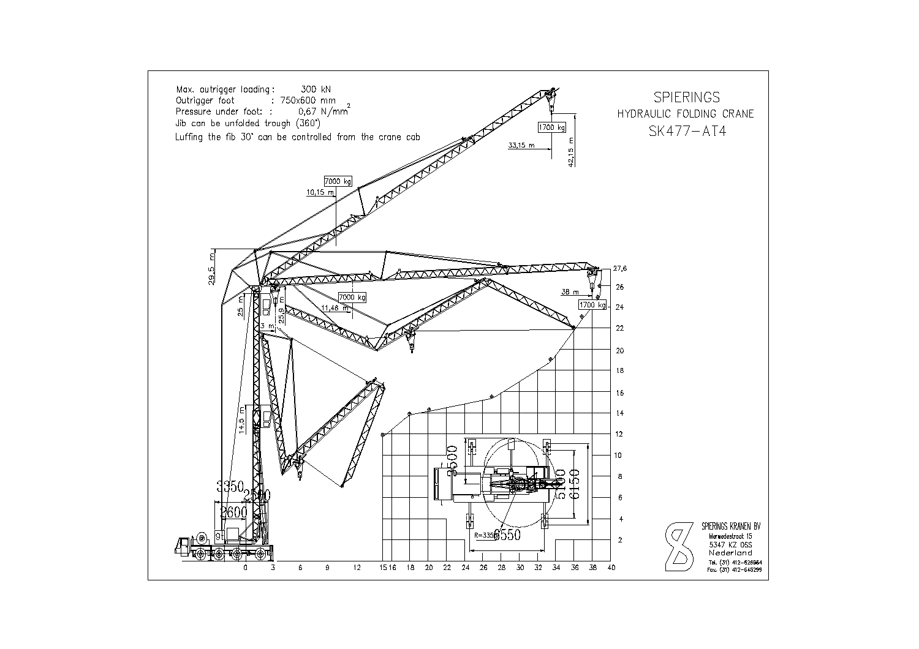# SPIERINGS

## HYDRAULIC FOLDING CRANE

## SK477-AT4

Max. outrigger loading : 300 kN
Outrigger foot : 750x600 mm
Pressure under foot: : 0,67 N/mm$^2$
Jib can be unfolded trough (360°)
Luffing the fib 30° can be controlled from the crane cab

1700 kg
33,15 m
42,15 m

7000 kg
10,15 m

29,5 m

27,6
38 m
1700 kg

7000 kg
11,48 m
25 m
25,9 m
3 m

14,5 m

3350
2500
2600

2500
5100
6150
R=3350
6550

0 3 6 9 12 15 16 18 20 22 24 26 28 30 32 34 36 38 40

2 4 6 8 10 12 14 16 18 20 22 24 26

SPIERINGS KRANEN BV
Merwedestraat 15
5347 KZ OSS
Nederland
Tel. (31) 412-626964
Fax. (31) 412-645299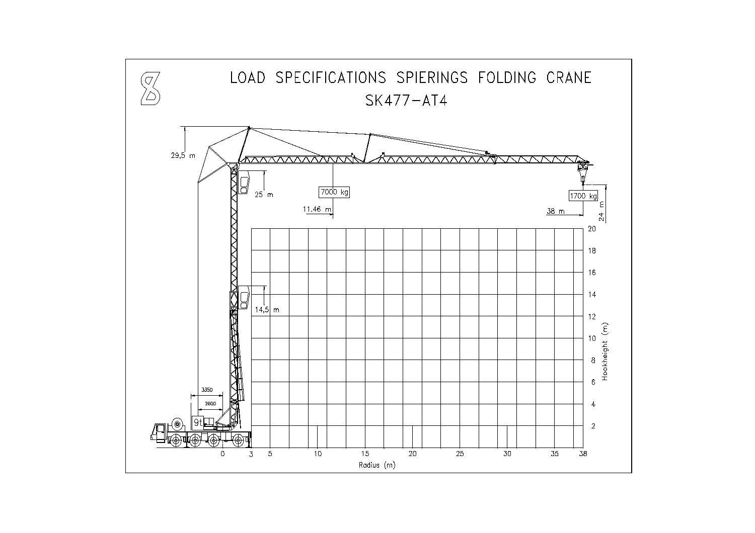# LOAD SPECIFICATIONS SPIERINGS FOLDING CRANE

## SK477-AT4

29,5 m

25 m

7000 kg

11.46 m

1700 kg

38 m

24 m

14,5 m

3350

2600

9t

Hookheight (m): 2, 4, 6, 8, 10, 12, 14, 16, 18, 20

Radius (m): 0, 3, 5, 10, 15, 20, 25, 30, 35, 38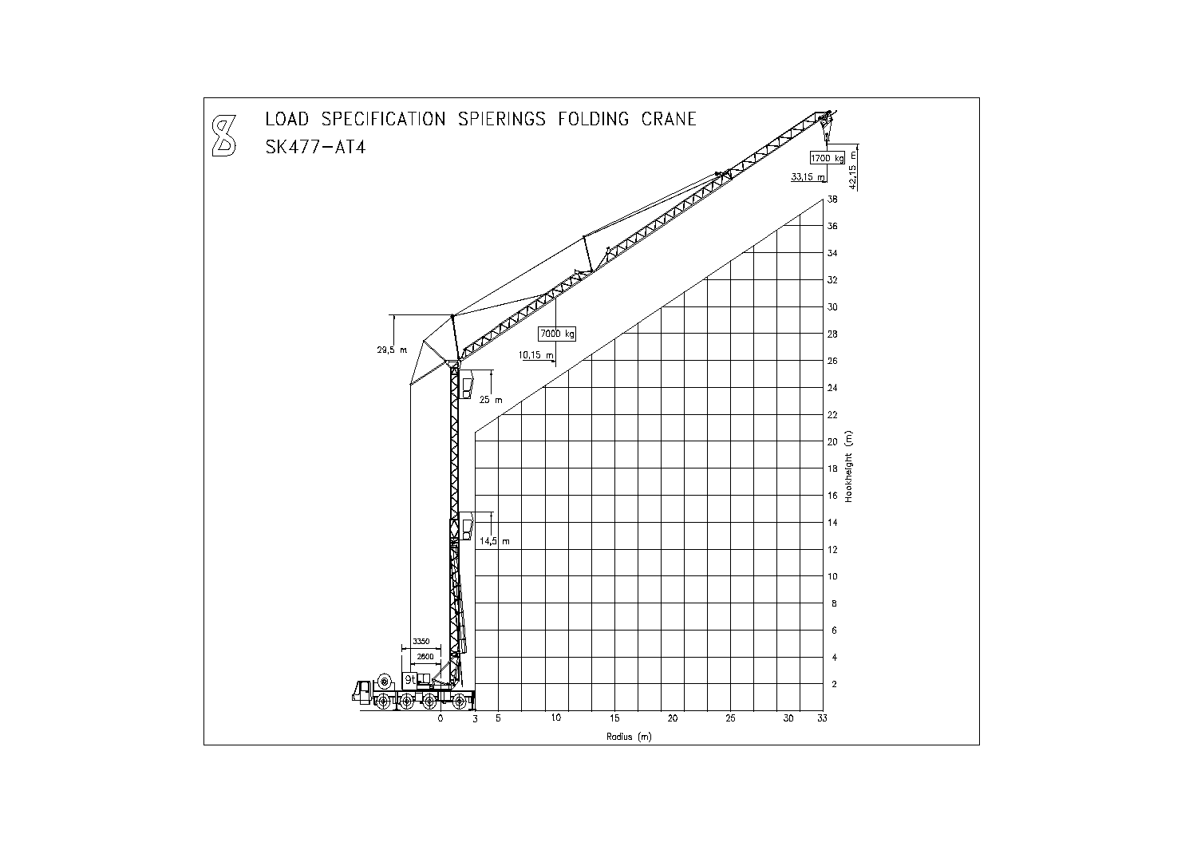# LOAD SPECIFICATION SPIERINGS FOLDING CRANE

## SK477-AT4

1700 kg

33,15 m

42,15 m

7000 kg

10,15 m

29,5 m

25 m

14,5 m

3350

2600

9t

Hookheight (m): 2, 4, 6, 8, 10, 12, 14, 16, 18, 20, 22, 24, 26, 28, 30, 32, 34, 36, 38

Radius (m): 0, 3, 5, 10, 15, 20, 25, 30, 33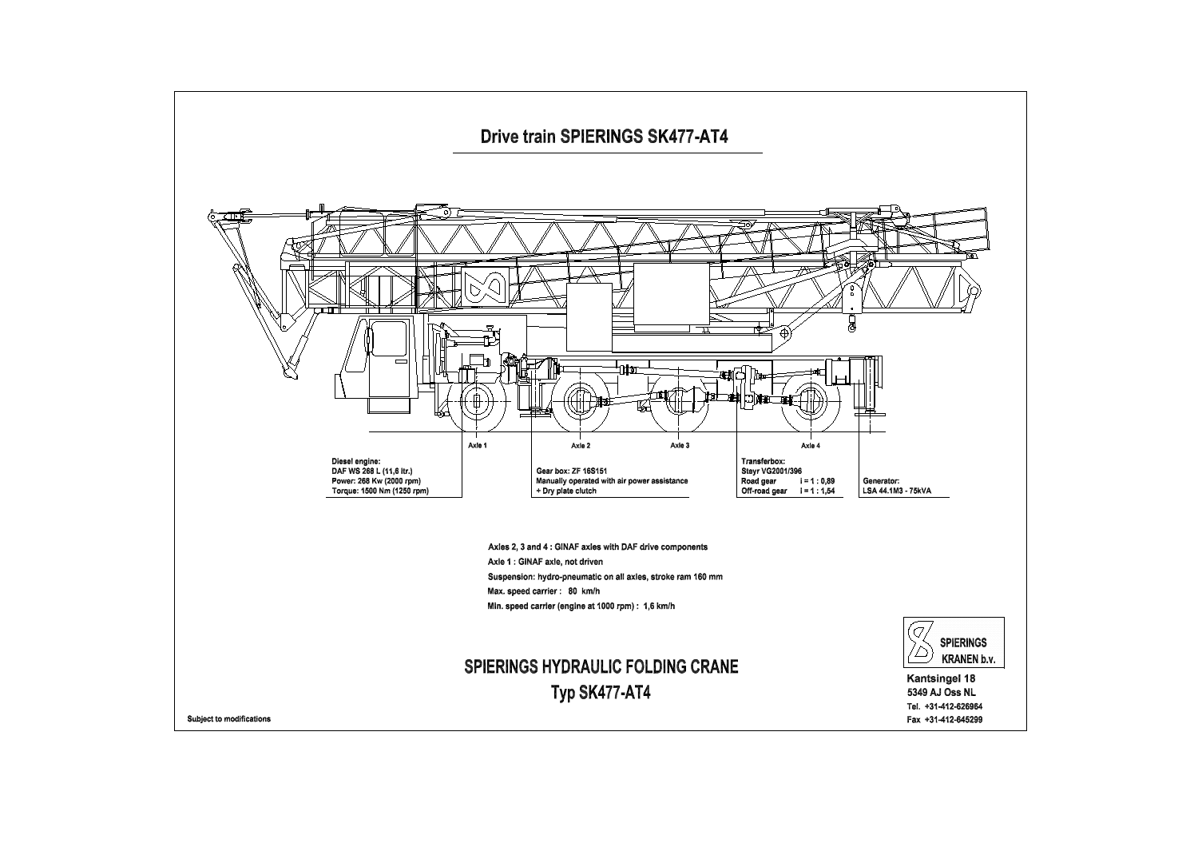# Drive train SPIERINGS SK477-AT4

Axle 1

Axle 2

Axle 3

Axle 4

**Diesel engine:**
DAF WS 268 L (11,6 ltr.)
Power: 268 Kw (2000 rpm)
Torque: 1500 Nm (1250 rpm)

**Gear box: ZF 16S151**
Manually operated with air power assistance
+ Dry plate clutch

**Transferbox:**
Steyr VG2001/396
Road gear i = 1 : 0,89
Off-road gear i = 1 : 1,54

**Generator:**
LSA 44.1M3 - 75kVA

Axles 2, 3 and 4 : GINAF axles with DAF drive components

Axle 1 : GINAF axle, not driven

Suspension: hydro-pneumatic on all axles, stroke ram 160 mm

Max. speed carrier : 80 km/h

Min. speed carrier (engine at 1000 rpm) : 1,6 km/h

## SPIERINGS HYDRAULIC FOLDING CRANE
## Typ SK477-AT4

SPIERINGS KRANEN b.v.

Kantsingel 18
5349 AJ Oss NL
Tel. +31-412-626964
Fax +31-412-645299

Subject to modifications